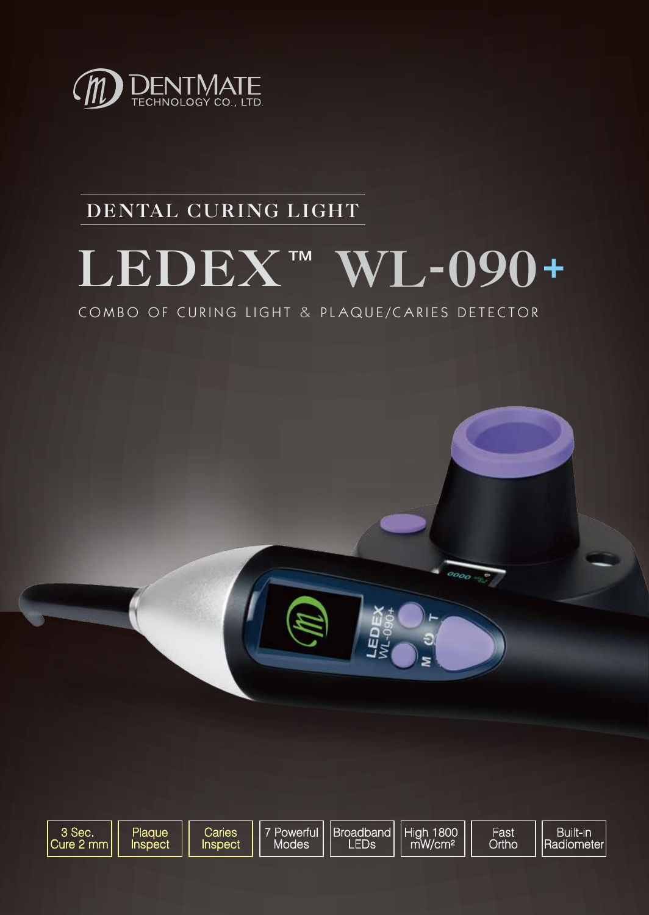DENTMATE TECHNOLOGY CO., LTD.

## DENTAL CURING LIGHT

# LEDEX™ WL-090+

COMBO OF CURING LIGHT & PLAQUE/CARIES DETECTOR

- 3 Sec. Cure 2 mm
- Plaque Inspect
- Caries Inspect
- 7 Powerful Modes
- Broadband LEDs
- High 1800 mW/cm²
- Fast Ortho
- Built-in Radiometer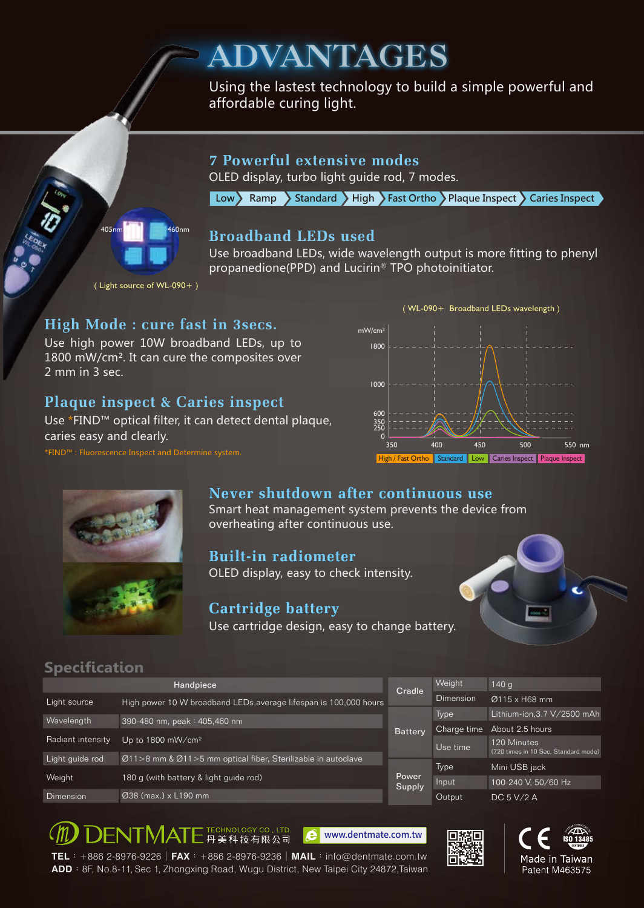# ADVANTAGES

Using the lastest technology to build a simple powerful and affordable curing light.

## 7 Powerful extensive modes

OLED display, turbo light guide rod, 7 modes.

Low > Ramp > Standard > High > Fast Ortho > Plaque Inspect > Caries Inspect

405nm 460nm

( Light source of WL-090+ )

## Broadband LEDs used

Use broadband LEDs, wide wavelength output is more fitting to phenyl propanedione(PPD) and Lucirin® TPO photoinitiator.

## High Mode : cure fast in 3secs.

Use high power 10W broadband LEDs, up to 1800 mW/cm². It can cure the composites over 2 mm in 3 sec.

( WL-090+ Broadband LEDs wavelength )

mW/cm²

1800
1000
600
350
250
0

350 400 450 500 550 nm

High / Fast Ortho | Standard | Low | Caries Inspect | Plaque Inspect

## Plaque inspect & Caries inspect

Use *FIND™ optical filter, it can detect dental plaque, caries easy and clearly.

*FIND™ : Fluorescence Inspect and Determine system.

## Never shutdown after continuous use

Smart heat management system prevents the device from overheating after continuous use.

## Built-in radiometer

OLED display, easy to check intensity.

## Cartridge battery

Use cartridge design, easy to change battery.

## Specification

| Handpiece | |
|---|---|
| Light source | High power 10 W broadband LEDs,average lifespan is 100,000 hours |
| Wavelength | 390-480 nm, peak : 405,460 nm |
| Radiant intensity | Up to 1800 mW/cm² |
| Light guide rod | Ø11>8 mm & Ø11>5 mm optical fiber, Sterilizable in autoclave |
| Weight | 180 g (with battery & light guide rod) |
| Dimension | Ø38 (max.) x L190 mm |

| | | |
|---|---|---|
| Cradle | Weight | 140 g |
| | Dimension | Ø115 x H68 mm |
| Battery | Type | Lithium-ion,3.7 V/2500 mAh |
| | Charge time | About 2.5 hours |
| | Use time | 120 Minutes (720 times in 10 Sec. Standard mode) |
| Power Supply | Type | Mini USB jack |
| | Input | 100-240 V, 50/60 Hz |
| | Output | DC 5 V/2 A |

DENTMATE TECHNOLOGY CO., LTD. 丹美科技有限公司

www.dentmate.com.tw

TEL : +886 2-8976-9226 | FAX : +886 2-8976-9236 | MAIL : info@dentmate.com.tw

ADD : 8F, No.8-11, Sec 1, Zhongxing Road, Wugu District, New Taipei City 24872,Taiwan

CE ISO 13485

Made in Taiwan
Patent M463575